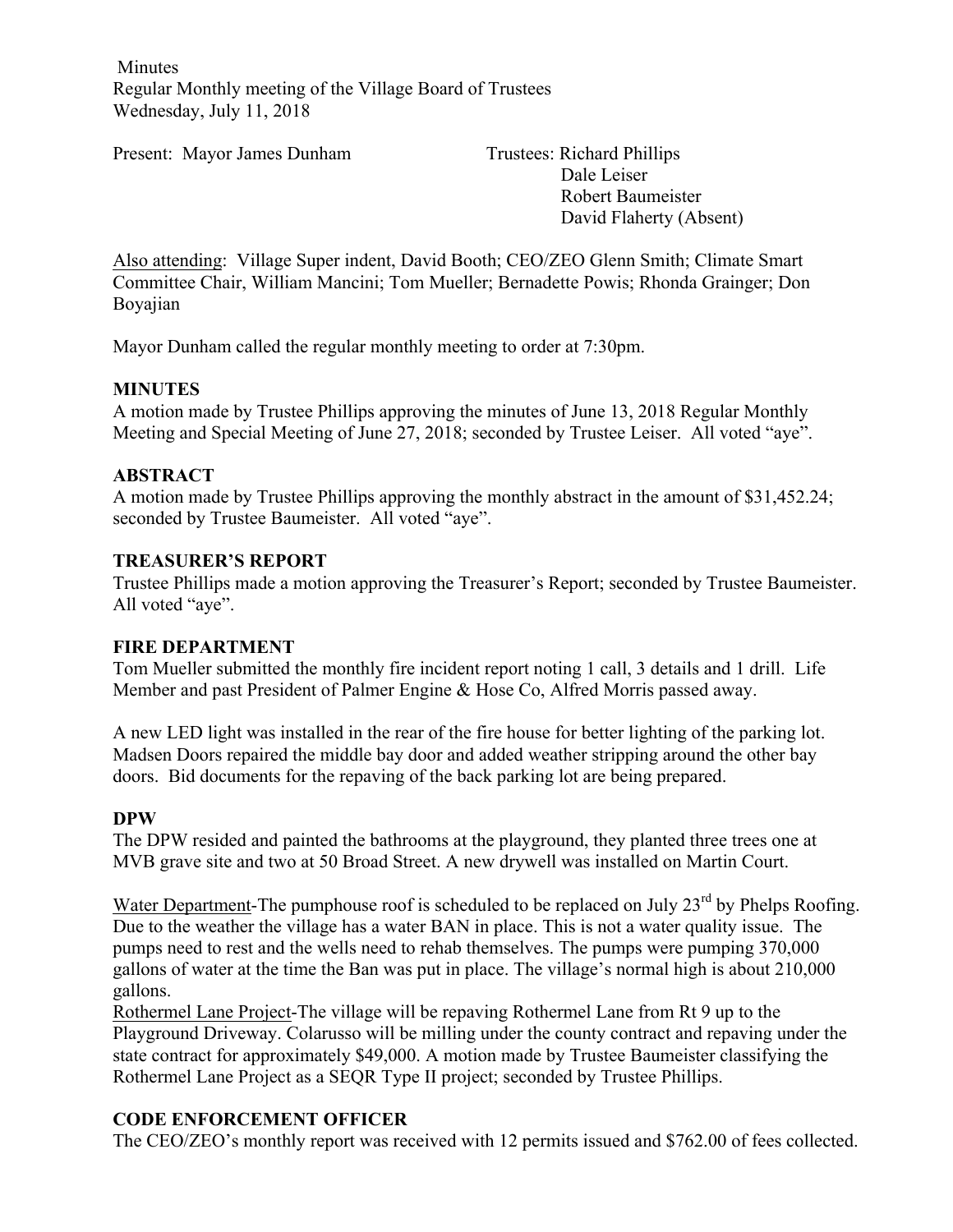Minutes
Regular Monthly meeting of the Village Board of Trustees
Wednesday, July 11, 2018

Present: Mayor James Dunham

Trustees: Richard Phillips
Dale Leiser
Robert Baumeister
David Flaherty (Absent)

Also attending: Village Super indent, David Booth; CEO/ZEO Glenn Smith; Climate Smart Committee Chair, William Mancini; Tom Mueller; Bernadette Powis; Rhonda Grainger; Don Boyajian

Mayor Dunham called the regular monthly meeting to order at 7:30pm.

**MINUTES**

A motion made by Trustee Phillips approving the minutes of June 13, 2018 Regular Monthly Meeting and Special Meeting of June 27, 2018; seconded by Trustee Leiser. All voted "aye".

**ABSTRACT**

A motion made by Trustee Phillips approving the monthly abstract in the amount of $31,452.24; seconded by Trustee Baumeister. All voted "aye".

**TREASURER'S REPORT**

Trustee Phillips made a motion approving the Treasurer's Report; seconded by Trustee Baumeister. All voted "aye".

**FIRE DEPARTMENT**

Tom Mueller submitted the monthly fire incident report noting 1 call, 3 details and 1 drill. Life Member and past President of Palmer Engine & Hose Co, Alfred Morris passed away.

A new LED light was installed in the rear of the fire house for better lighting of the parking lot. Madsen Doors repaired the middle bay door and added weather stripping around the other bay doors. Bid documents for the repaving of the back parking lot are being prepared.

**DPW**

The DPW resided and painted the bathrooms at the playground, they planted three trees one at MVB grave site and two at 50 Broad Street. A new drywell was installed on Martin Court.

Water Department-The pumphouse roof is scheduled to be replaced on July 23rd by Phelps Roofing. Due to the weather the village has a water BAN in place. This is not a water quality issue. The pumps need to rest and the wells need to rehab themselves. The pumps were pumping 370,000 gallons of water at the time the Ban was put in place. The village's normal high is about 210,000 gallons.

Rothermel Lane Project-The village will be repaving Rothermel Lane from Rt 9 up to the Playground Driveway. Colarusso will be milling under the county contract and repaving under the state contract for approximately $49,000. A motion made by Trustee Baumeister classifying the Rothermel Lane Project as a SEQR Type II project; seconded by Trustee Phillips.

**CODE ENFORCEMENT OFFICER**

The CEO/ZEO's monthly report was received with 12 permits issued and $762.00 of fees collected.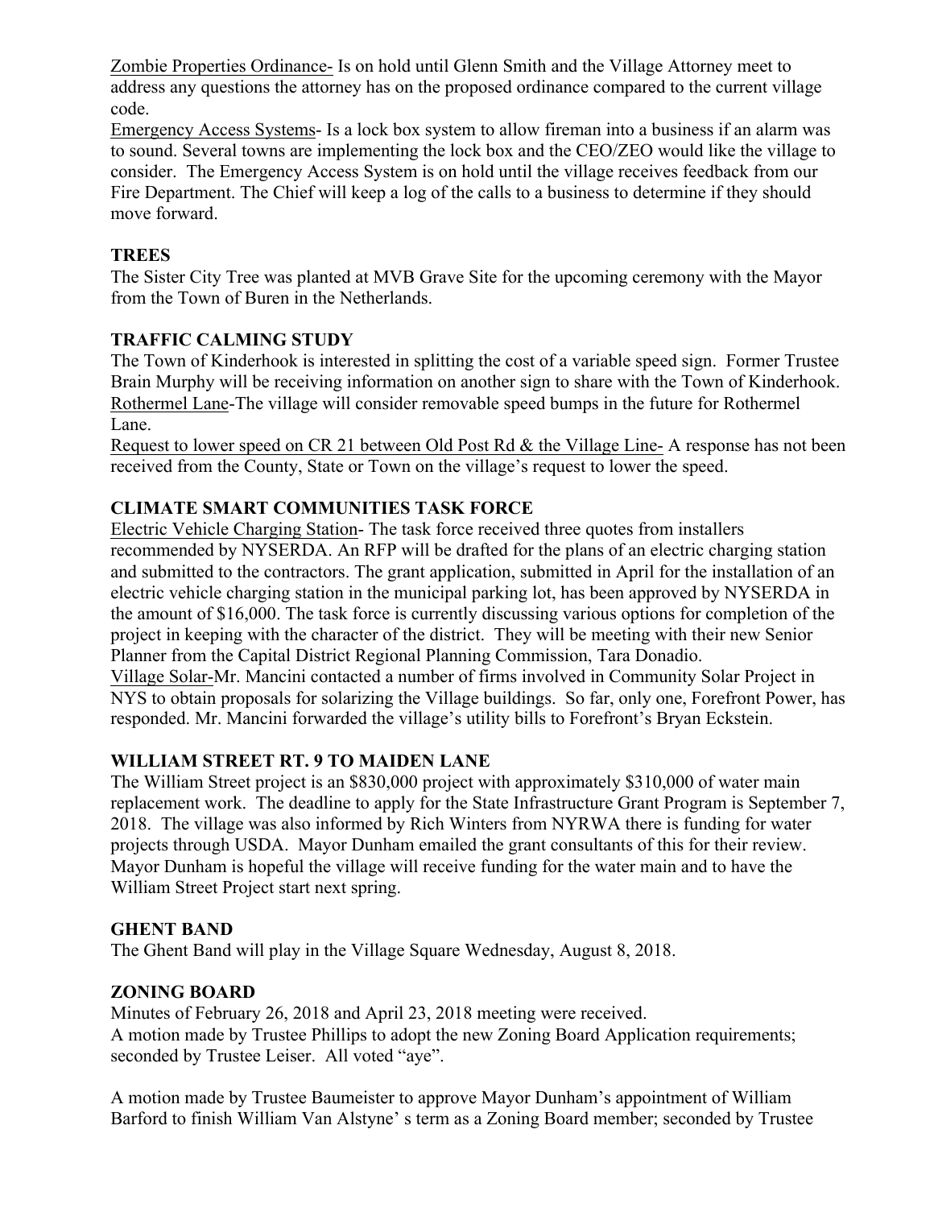Zombie Properties Ordinance- Is on hold until Glenn Smith and the Village Attorney meet to address any questions the attorney has on the proposed ordinance compared to the current village code.

Emergency Access Systems- Is a lock box system to allow fireman into a business if an alarm was to sound. Several towns are implementing the lock box and the CEO/ZEO would like the village to consider. The Emergency Access System is on hold until the village receives feedback from our Fire Department. The Chief will keep a log of the calls to a business to determine if they should move forward.

**TREES**

The Sister City Tree was planted at MVB Grave Site for the upcoming ceremony with the Mayor from the Town of Buren in the Netherlands.

**TRAFFIC CALMING STUDY**

The Town of Kinderhook is interested in splitting the cost of a variable speed sign. Former Trustee Brain Murphy will be receiving information on another sign to share with the Town of Kinderhook.

Rothermel Lane-The village will consider removable speed bumps in the future for Rothermel Lane.

Request to lower speed on CR 21 between Old Post Rd & the Village Line- A response has not been received from the County, State or Town on the village's request to lower the speed.

**CLIMATE SMART COMMUNITIES TASK FORCE**

Electric Vehicle Charging Station- The task force received three quotes from installers recommended by NYSERDA. An RFP will be drafted for the plans of an electric charging station and submitted to the contractors. The grant application, submitted in April for the installation of an electric vehicle charging station in the municipal parking lot, has been approved by NYSERDA in the amount of $16,000. The task force is currently discussing various options for completion of the project in keeping with the character of the district. They will be meeting with their new Senior Planner from the Capital District Regional Planning Commission, Tara Donadio.

Village Solar-Mr. Mancini contacted a number of firms involved in Community Solar Project in NYS to obtain proposals for solarizing the Village buildings. So far, only one, Forefront Power, has responded. Mr. Mancini forwarded the village's utility bills to Forefront's Bryan Eckstein.

**WILLIAM STREET RT. 9 TO MAIDEN LANE**

The William Street project is an $830,000 project with approximately $310,000 of water main replacement work. The deadline to apply for the State Infrastructure Grant Program is September 7, 2018. The village was also informed by Rich Winters from NYRWA there is funding for water projects through USDA. Mayor Dunham emailed the grant consultants of this for their review. Mayor Dunham is hopeful the village will receive funding for the water main and to have the William Street Project start next spring.

**GHENT BAND**

The Ghent Band will play in the Village Square Wednesday, August 8, 2018.

**ZONING BOARD**

Minutes of February 26, 2018 and April 23, 2018 meeting were received.

A motion made by Trustee Phillips to adopt the new Zoning Board Application requirements; seconded by Trustee Leiser. All voted "aye".

A motion made by Trustee Baumeister to approve Mayor Dunham's appointment of William Barford to finish William Van Alstyne' s term as a Zoning Board member; seconded by Trustee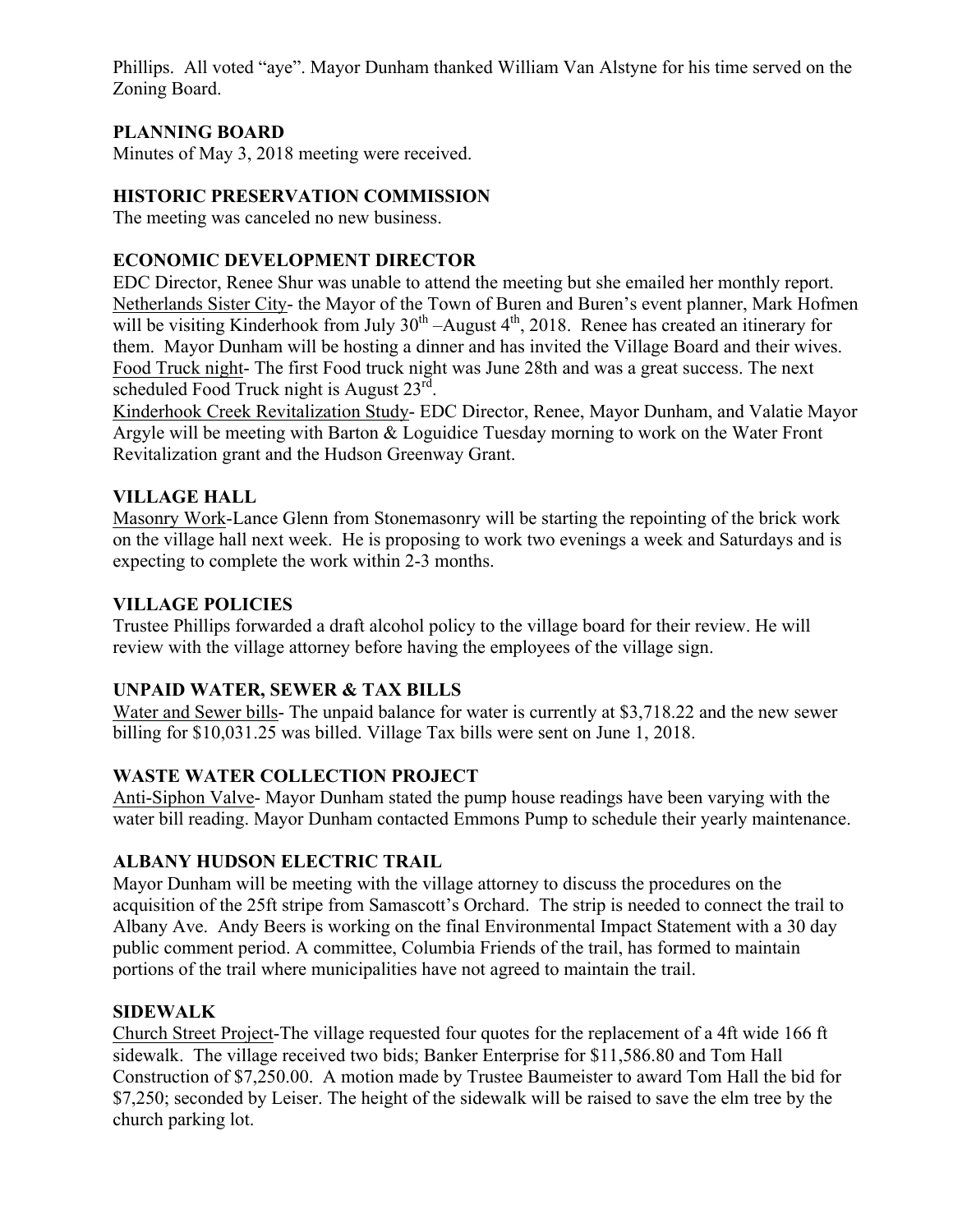Phillips. All voted "aye". Mayor Dunham thanked William Van Alstyne for his time served on the Zoning Board.

## PLANNING BOARD

Minutes of May 3, 2018 meeting were received.

## HISTORIC PRESERVATION COMMISSION

The meeting was canceled no new business.

## ECONOMIC DEVELOPMENT DIRECTOR

EDC Director, Renee Shur was unable to attend the meeting but she emailed her monthly report.

Netherlands Sister City- the Mayor of the Town of Buren and Buren's event planner, Mark Hofmen will be visiting Kinderhook from July 30th –August 4th, 2018. Renee has created an itinerary for them. Mayor Dunham will be hosting a dinner and has invited the Village Board and their wives.

Food Truck night- The first Food truck night was June 28th and was a great success. The next scheduled Food Truck night is August 23rd.

Kinderhook Creek Revitalization Study- EDC Director, Renee, Mayor Dunham, and Valatie Mayor Argyle will be meeting with Barton & Loguidice Tuesday morning to work on the Water Front Revitalization grant and the Hudson Greenway Grant.

## VILLAGE HALL

Masonry Work-Lance Glenn from Stonemasonry will be starting the repointing of the brick work on the village hall next week. He is proposing to work two evenings a week and Saturdays and is expecting to complete the work within 2-3 months.

## VILLAGE POLICIES

Trustee Phillips forwarded a draft alcohol policy to the village board for their review. He will review with the village attorney before having the employees of the village sign.

## UNPAID WATER, SEWER & TAX BILLS

Water and Sewer bills- The unpaid balance for water is currently at $3,718.22 and the new sewer billing for $10,031.25 was billed. Village Tax bills were sent on June 1, 2018.

## WASTE WATER COLLECTION PROJECT

Anti-Siphon Valve- Mayor Dunham stated the pump house readings have been varying with the water bill reading. Mayor Dunham contacted Emmons Pump to schedule their yearly maintenance.

## ALBANY HUDSON ELECTRIC TRAIL

Mayor Dunham will be meeting with the village attorney to discuss the procedures on the acquisition of the 25ft stripe from Samascott's Orchard. The strip is needed to connect the trail to Albany Ave. Andy Beers is working on the final Environmental Impact Statement with a 30 day public comment period. A committee, Columbia Friends of the trail, has formed to maintain portions of the trail where municipalities have not agreed to maintain the trail.

## SIDEWALK

Church Street Project-The village requested four quotes for the replacement of a 4ft wide 166 ft sidewalk. The village received two bids; Banker Enterprise for $11,586.80 and Tom Hall Construction of $7,250.00. A motion made by Trustee Baumeister to award Tom Hall the bid for $7,250; seconded by Leiser. The height of the sidewalk will be raised to save the elm tree by the church parking lot.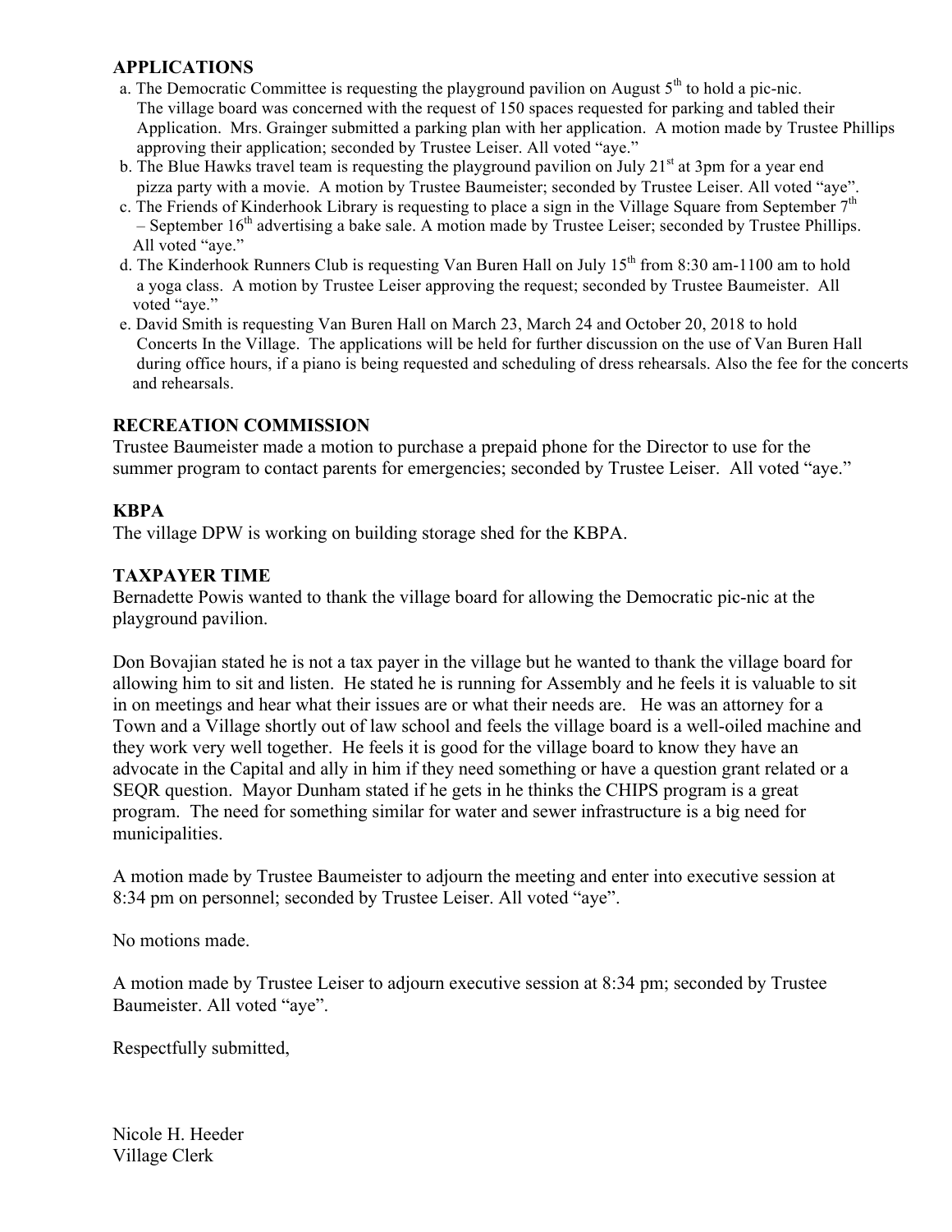### APPLICATIONS

a. The Democratic Committee is requesting the playground pavilion on August 5th to hold a pic-nic. The village board was concerned with the request of 150 spaces requested for parking and tabled their Application. Mrs. Grainger submitted a parking plan with her application. A motion made by Trustee Phillips approving their application; seconded by Trustee Leiser. All voted "aye."

b. The Blue Hawks travel team is requesting the playground pavilion on July 21st at 3pm for a year end pizza party with a movie. A motion by Trustee Baumeister; seconded by Trustee Leiser. All voted "aye".

c. The Friends of Kinderhook Library is requesting to place a sign in the Village Square from September 7th – September 16th advertising a bake sale. A motion made by Trustee Leiser; seconded by Trustee Phillips. All voted "aye."

d. The Kinderhook Runners Club is requesting Van Buren Hall on July 15th from 8:30 am-1100 am to hold a yoga class. A motion by Trustee Leiser approving the request; seconded by Trustee Baumeister. All voted "aye."

e. David Smith is requesting Van Buren Hall on March 23, March 24 and October 20, 2018 to hold Concerts In the Village. The applications will be held for further discussion on the use of Van Buren Hall during office hours, if a piano is being requested and scheduling of dress rehearsals. Also the fee for the concerts and rehearsals.

### RECREATION COMMISSION

Trustee Baumeister made a motion to purchase a prepaid phone for the Director to use for the summer program to contact parents for emergencies; seconded by Trustee Leiser. All voted "aye."

### KBPA

The village DPW is working on building storage shed for the KBPA.

### TAXPAYER TIME

Bernadette Powis wanted to thank the village board for allowing the Democratic pic-nic at the playground pavilion.

Don Bovajian stated he is not a tax payer in the village but he wanted to thank the village board for allowing him to sit and listen. He stated he is running for Assembly and he feels it is valuable to sit in on meetings and hear what their issues are or what their needs are. He was an attorney for a Town and a Village shortly out of law school and feels the village board is a well-oiled machine and they work very well together. He feels it is good for the village board to know they have an advocate in the Capital and ally in him if they need something or have a question grant related or a SEQR question. Mayor Dunham stated if he gets in he thinks the CHIPS program is a great program. The need for something similar for water and sewer infrastructure is a big need for municipalities.

A motion made by Trustee Baumeister to adjourn the meeting and enter into executive session at 8:34 pm on personnel; seconded by Trustee Leiser. All voted "aye".

No motions made.

A motion made by Trustee Leiser to adjourn executive session at 8:34 pm; seconded by Trustee Baumeister. All voted "aye".

Respectfully submitted,

Nicole H. Heeder
Village Clerk